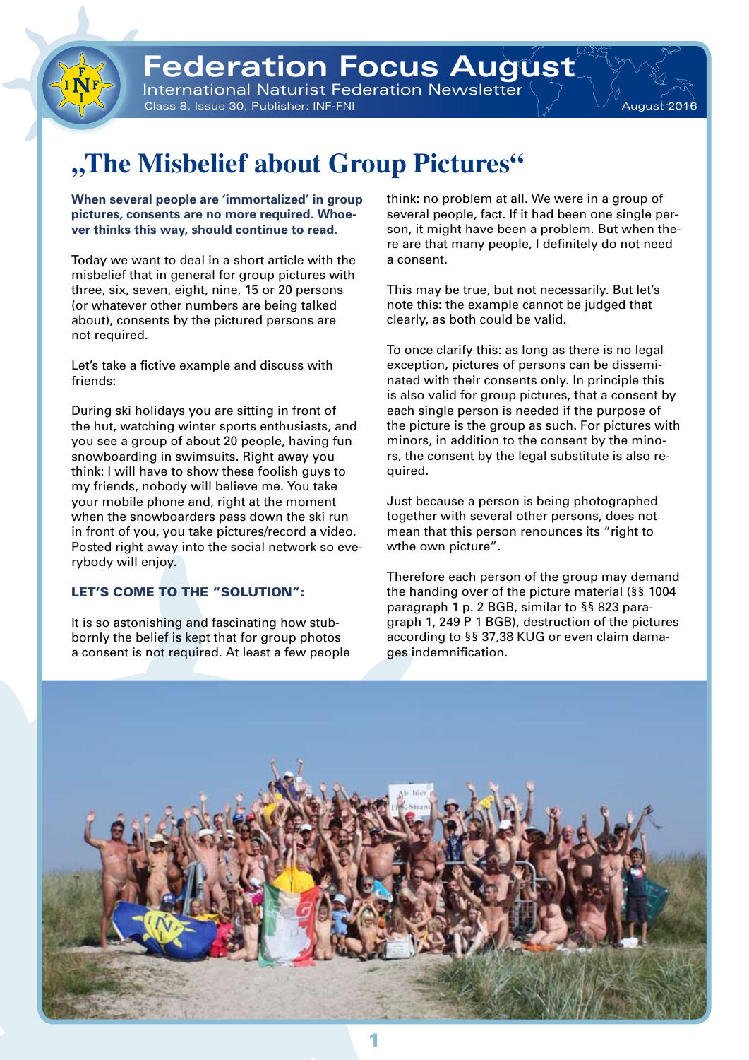# Federation Focus August

International Naturist Federation Newsletter

Class 8, Issue 30, Publisher: INF-FNI

August 2016

## „The Misbelief about Group Pictures“

**When several people are 'immortalized' in group pictures, consents are no more required. Whoever thinks this way, should continue to read.**

Today we want to deal in a short article with the misbelief that in general for group pictures with three, six, seven, eight, nine, 15 or 20 persons (or whatever other numbers are being talked about), consents by the pictured persons are not required.

Let's take a fictive example and discuss with friends:

During ski holidays you are sitting in front of the hut, watching winter sports enthusiasts, and you see a group of about 20 people, having fun snowboarding in swimsuits. Right away you think: I will have to show these foolish guys to my friends, nobody will believe me. You take your mobile phone and, right at the moment when the snowboarders pass down the ski run in front of you, you take pictures/record a video. Posted right away into the social network so everybody will enjoy.

### LET'S COME TO THE "SOLUTION":

It is so astonishing and fascinating how stubbornly the belief is kept that for group photos a consent is not required. At least a few people think: no problem at all. We were in a group of several people, fact. If it had been one single person, it might have been a problem. But when there are that many people, I definitely do not need a consent.

This may be true, but not necessarily. But let's note this: the example cannot be judged that clearly, as both could be valid.

To once clarify this: as long as there is no legal exception, pictures of persons can be disseminated with their consents only. In principle this is also valid for group pictures, that a consent by each single person is needed if the purpose of the picture is the group as such. For pictures with minors, in addition to the consent by the minors, the consent by the legal substitute is also required.

Just because a person is being photographed together with several other persons, does not mean that this person renounces its "right to wthe own picture".

Therefore each person of the group may demand the handing over of the picture material (§§ 1004 paragraph 1 p. 2 BGB, similar to §§ 823 paragraph 1, 249 P 1 BGB), destruction of the pictures according to §§ 37,38 KUG or even claim damages indemnification.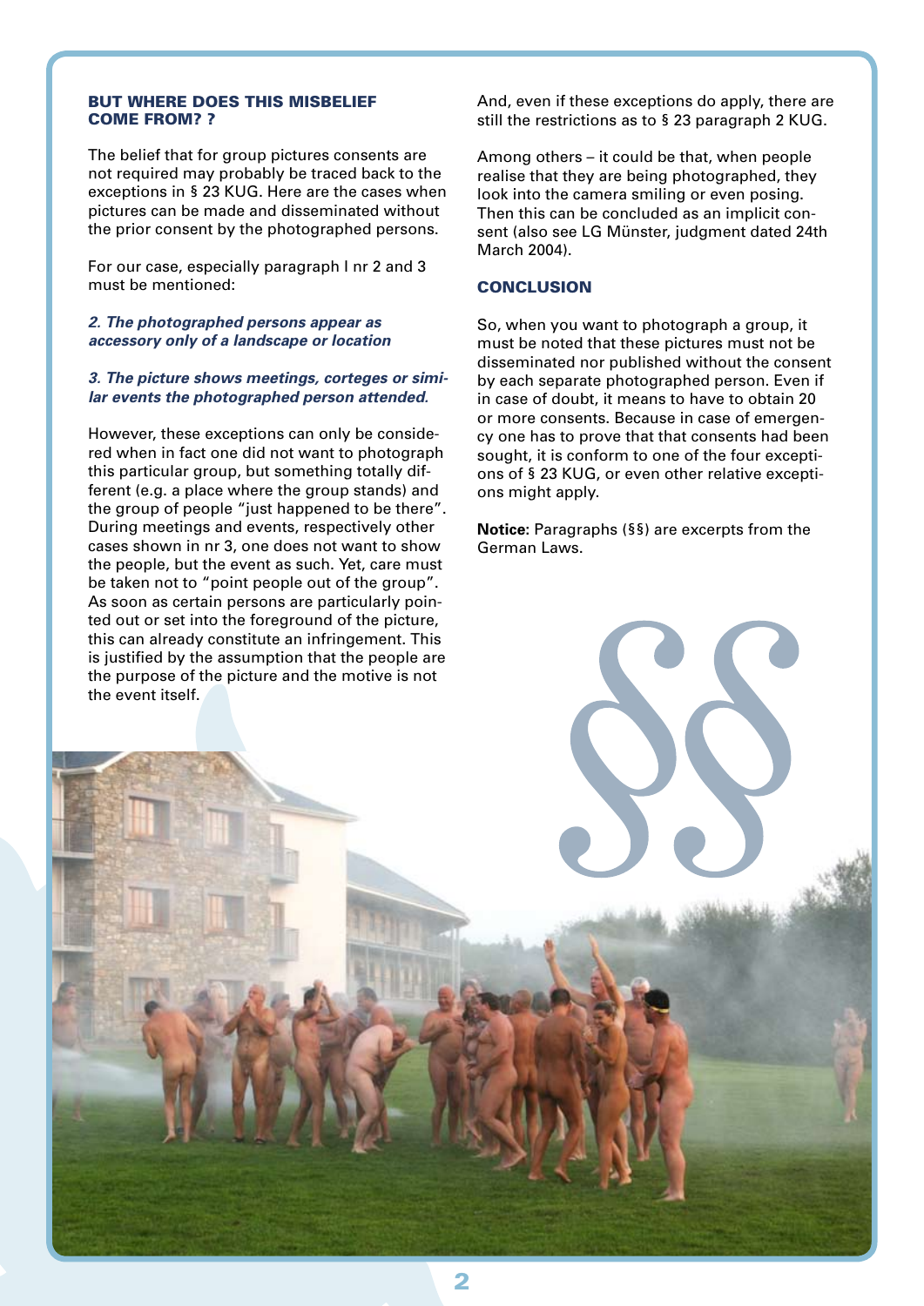## BUT WHERE DOES THIS MISBELIEF COME FROM? ?

The belief that for group pictures consents are not required may probably be traced back to the exceptions in § 23 KUG. Here are the cases when pictures can be made and disseminated without the prior consent by the photographed persons.

For our case, especially paragraph I nr 2 and 3 must be mentioned:

***2. The photographed persons appear as accessory only of a landscape or location***

***3. The picture shows meetings, corteges or similar events the photographed person attended.***

However, these exceptions can only be considered when in fact one did not want to photograph this particular group, but something totally different (e.g. a place where the group stands) and the group of people "just happened to be there". During meetings and events, respectively other cases shown in nr 3, one does not want to show the people, but the event as such. Yet, care must be taken not to "point people out of the group". As soon as certain persons are particularly pointed out or set into the foreground of the picture, this can already constitute an infringement. This is justified by the assumption that the people are the purpose of the picture and the motive is not the event itself.

And, even if these exceptions do apply, there are still the restrictions as to § 23 paragraph 2 KUG.

Among others – it could be that, when people realise that they are being photographed, they look into the camera smiling or even posing. Then this can be concluded as an implicit consent (also see LG Münster, judgment dated 24th March 2004).

## CONCLUSION

So, when you want to photograph a group, it must be noted that these pictures must not be disseminated nor published without the consent by each separate photographed person. Even if in case of doubt, it means to have to obtain 20 or more consents. Because in case of emergency one has to prove that that consents had been sought, it is conform to one of the four exceptions of § 23 KUG, or even other relative exceptions might apply.

**Notice:** Paragraphs (§§) are excerpts from the German Laws.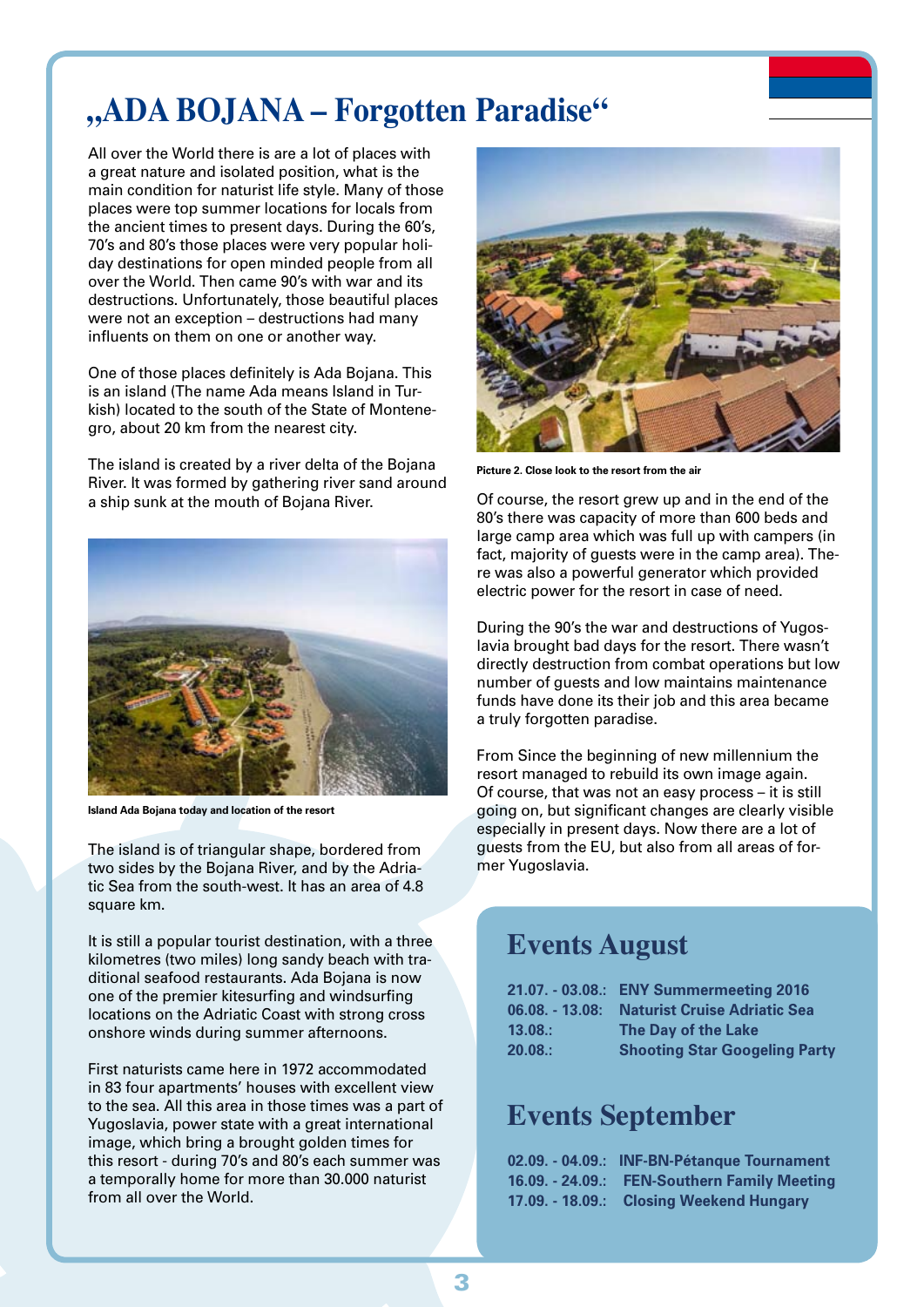# „ADA BOJANA – Forgotten Paradise“

All over the World there is are a lot of places with a great nature and isolated position, what is the main condition for naturist life style. Many of those places were top summer locations for locals from the ancient times to present days. During the 60's, 70's and 80's those places were very popular holiday destinations for open minded people from all over the World. Then came 90's with war and its destructions. Unfortunately, those beautiful places were not an exception – destructions had many influents on them on one or another way.

One of those places definitely is Ada Bojana. This is an island (The name Ada means Island in Turkish) located to the south of the State of Montenegro, about 20 km from the nearest city.

The island is created by a river delta of the Bojana River. It was formed by gathering river sand around a ship sunk at the mouth of Bojana River.

**Island Ada Bojana today and location of the resort**

The island is of triangular shape, bordered from two sides by the Bojana River, and by the Adriatic Sea from the south-west. It has an area of 4.8 square km.

It is still a popular tourist destination, with a three kilometres (two miles) long sandy beach with traditional seafood restaurants. Ada Bojana is now one of the premier kitesurfing and windsurfing locations on the Adriatic Coast with strong cross onshore winds during summer afternoons.

First naturists came here in 1972 accommodated in 83 four apartments' houses with excellent view to the sea. All this area in those times was a part of Yugoslavia, power state with a great international image, which bring a brought golden times for this resort - during 70's and 80's each summer was a temporally home for more than 30.000 naturist from all over the World.

**Picture 2. Close look to the resort from the air**

Of course, the resort grew up and in the end of the 80's there was capacity of more than 600 beds and large camp area which was full up with campers (in fact, majority of guests were in the camp area). There was also a powerful generator which provided electric power for the resort in case of need.

During the 90's the war and destructions of Yugoslavia brought bad days for the resort. There wasn't directly destruction from combat operations but low number of guests and low maintains maintenance funds have done its their job and this area became a truly forgotten paradise.

From Since the beginning of new millennium the resort managed to rebuild its own image again. Of course, that was not an easy process – it is still going on, but significant changes are clearly visible especially in present days. Now there are a lot of guests from the EU, but also from all areas of former Yugoslavia.

## Events August

**21.07. - 03.08.:** **ENY Summermeeting 2016**
**06.08. - 13.08:** **Naturist Cruise Adriatic Sea**
**13.08.:** **The Day of the Lake**
**20.08.:** **Shooting Star Googeling Party**

## Events September

**02.09. - 04.09.:** **INF-BN-Pétanque Tournament**
**16.09. - 24.09.:** **FEN-Southern Family Meeting**
**17.09. - 18.09.:** **Closing Weekend Hungary**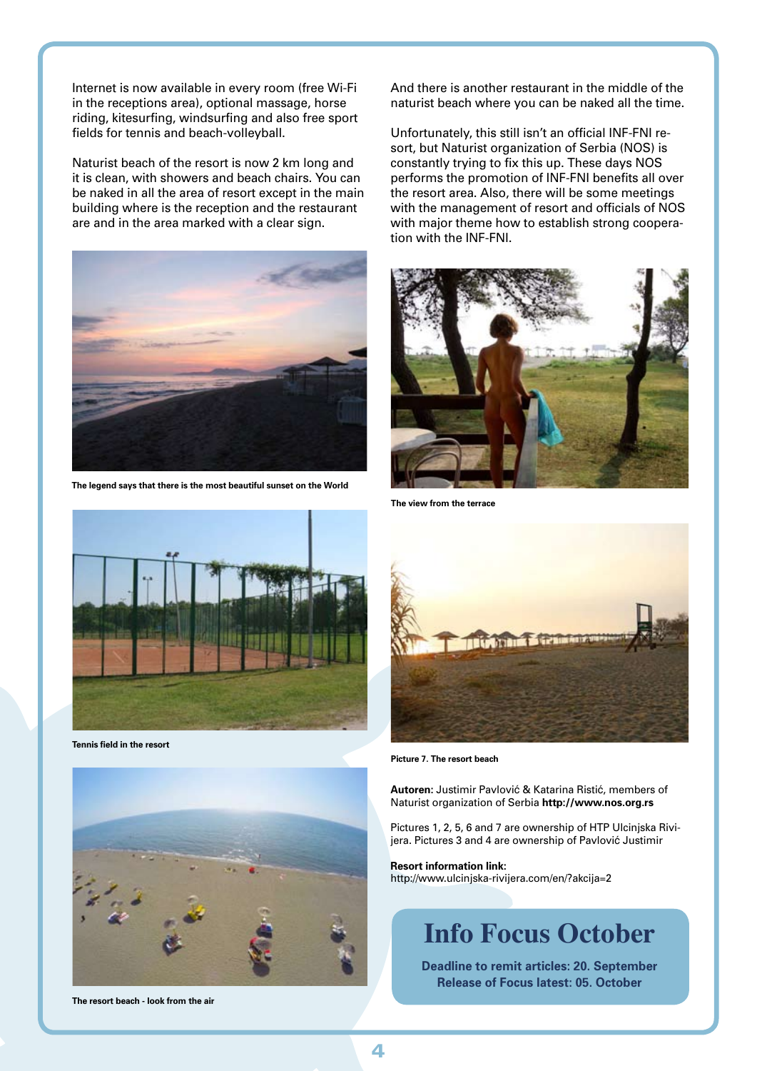Internet is now available in every room (free Wi-Fi in the receptions area), optional massage, horse riding, kitesurfing, windsurfing and also free sport fields for tennis and beach-volleyball.

Naturist beach of the resort is now 2 km long and it is clean, with showers and beach chairs. You can be naked in all the area of resort except in the main building where is the reception and the restaurant are and in the area marked with a clear sign.

**The legend says that there is the most beautiful sunset on the World**

**Tennis field in the resort**

**The resort beach - look from the air**

And there is another restaurant in the middle of the naturist beach where you can be naked all the time.

Unfortunately, this still isn't an official INF-FNI resort, but Naturist organization of Serbia (NOS) is constantly trying to fix this up. These days NOS performs the promotion of INF-FNI benefits all over the resort area. Also, there will be some meetings with the management of resort and officials of NOS with major theme how to establish strong cooperation with the INF-FNI.

**The view from the terrace**

**Picture 7. The resort beach**

**Autoren:** Justimir Pavlović & Katarina Ristić, members of Naturist organization of Serbia **http://www.nos.org.rs**

Pictures 1, 2, 5, 6 and 7 are ownership of HTP Ulcinjska Rivijera. Pictures 3 and 4 are ownership of Pavlović Justimir

**Resort information link:**
http://www.ulcinjska-rivijera.com/en/?akcija=2

## Info Focus October

**Deadline to remit articles: 20. September**
**Release of Focus latest: 05. October**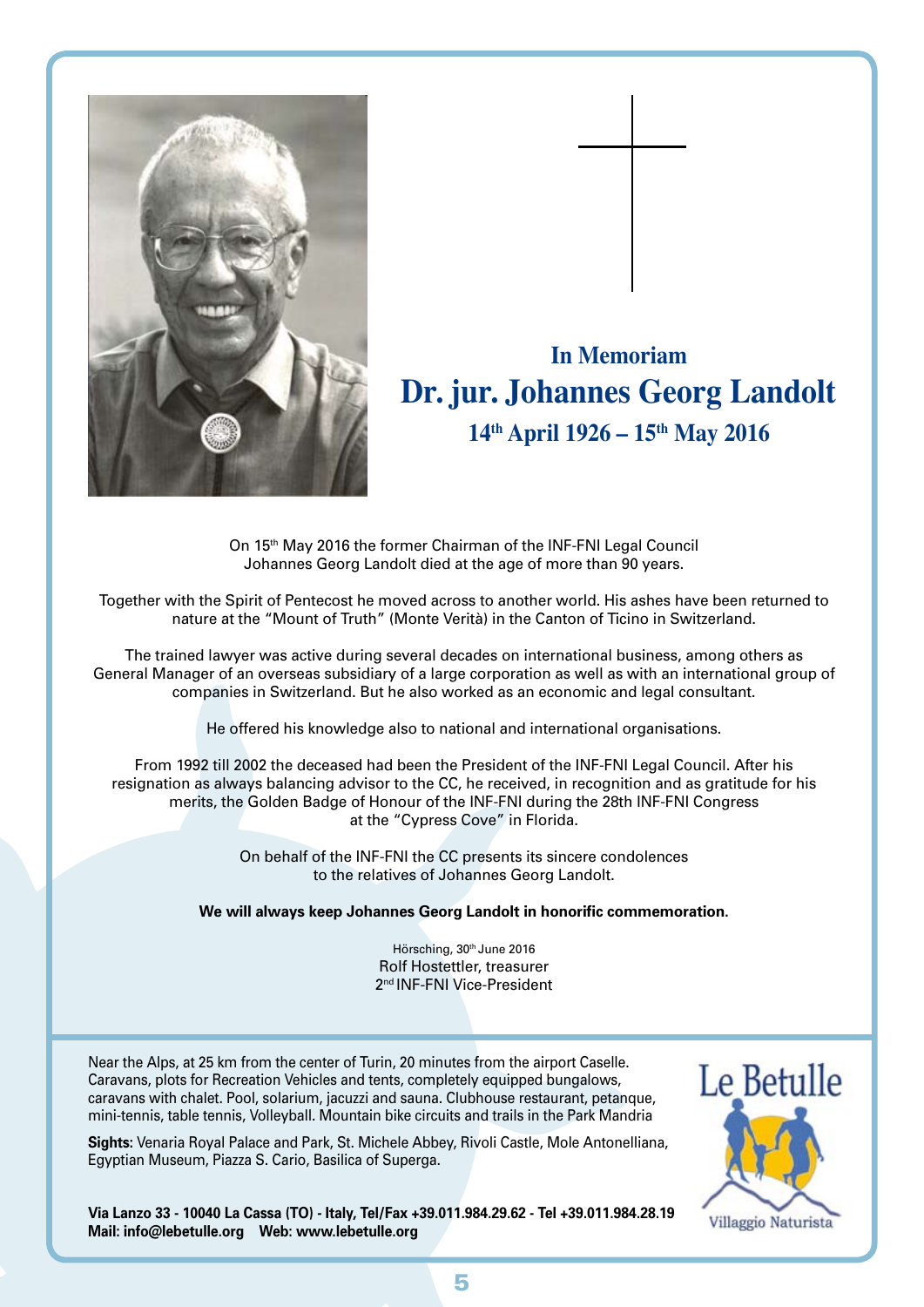## In Memoriam

# Dr. jur. Johannes Georg Landolt

### 14th April 1926 – 15th May 2016

On 15th May 2016 the former Chairman of the INF-FNI Legal Council Johannes Georg Landolt died at the age of more than 90 years.

Together with the Spirit of Pentecost he moved across to another world. His ashes have been returned to nature at the "Mount of Truth" (Monte Verità) in the Canton of Ticino in Switzerland.

The trained lawyer was active during several decades on international business, among others as General Manager of an overseas subsidiary of a large corporation as well as with an international group of companies in Switzerland. But he also worked as an economic and legal consultant.

He offered his knowledge also to national and international organisations.

From 1992 till 2002 the deceased had been the President of the INF-FNI Legal Council. After his resignation as always balancing advisor to the CC, he received, in recognition and as gratitude for his merits, the Golden Badge of Honour of the INF-FNI during the 28th INF-FNI Congress at the "Cypress Cove" in Florida.

On behalf of the INF-FNI the CC presents its sincere condolences to the relatives of Johannes Georg Landolt.

**We will always keep Johannes Georg Landolt in honorific commemoration.**

Hörsching, 30th June 2016
Rolf Hostettler, treasurer
2nd INF-FNI Vice-President

---

Near the Alps, at 25 km from the center of Turin, 20 minutes from the airport Caselle. Caravans, plots for Recreation Vehicles and tents, completely equipped bungalows, caravans with chalet. Pool, solarium, jacuzzi and sauna. Clubhouse restaurant, petanque, mini-tennis, table tennis, Volleyball. Mountain bike circuits and trails in the Park Mandria

**Sights:** Venaria Royal Palace and Park, St. Michele Abbey, Rivoli Castle, Mole Antonelliana, Egyptian Museum, Piazza S. Cario, Basilica of Superga.

**Via Lanzo 33 - 10040 La Cassa (TO) - Italy, Tel/Fax +39.011.984.29.62 - Tel +39.011.984.28.19**
**Mail: info@lebetulle.org Web: www.lebetulle.org**

Le Betulle
Villaggio Naturista